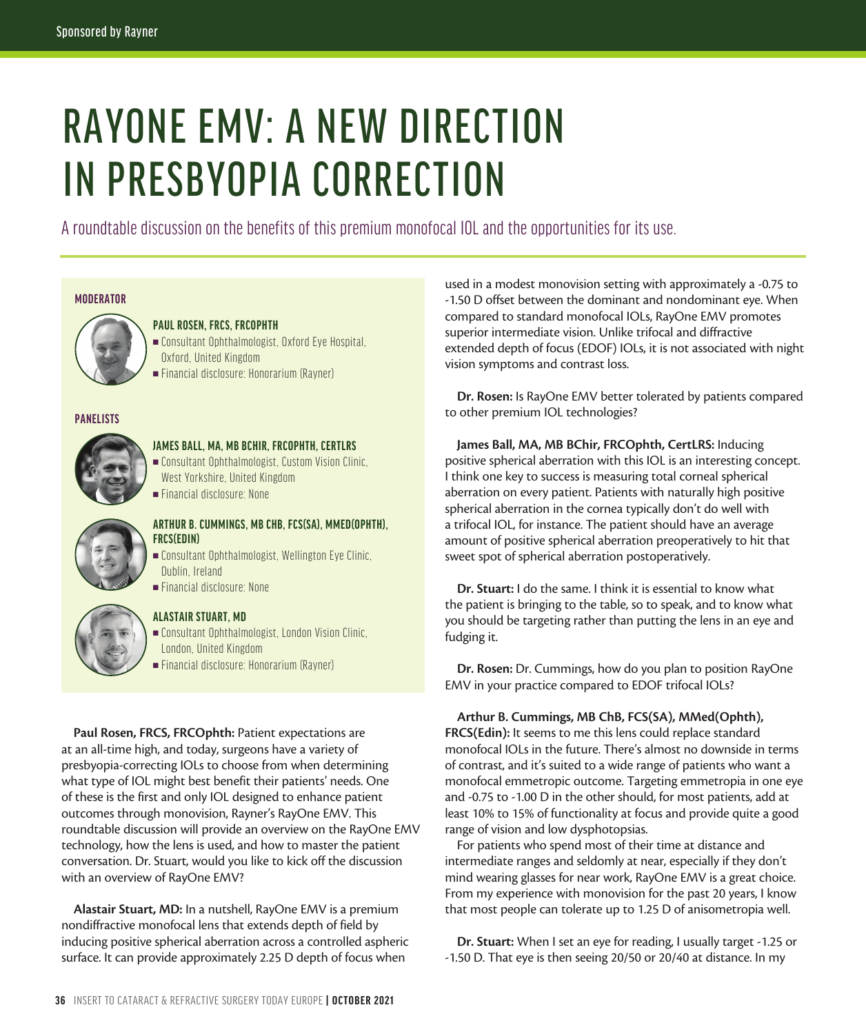Sponsored by Rayner

# RAYONE EMV: A NEW DIRECTION IN PRESBYOPIA CORRECTION

A roundtable discussion on the benefits of this premium monofocal IOL and the opportunities for its use.

**MODERATOR**

**PAUL ROSEN, FRCS, FRCOPHTH**
- Consultant Ophthalmologist, Oxford Eye Hospital, Oxford, United Kingdom
- Financial disclosure: Honorarium (Rayner)

**PANELISTS**

**JAMES BALL, MA, MB BCHIR, FRCOPHTH, CERTLRS**
- Consultant Ophthalmologist, Custom Vision Clinic, West Yorkshire, United Kingdom
- Financial disclosure: None

**ARTHUR B. CUMMINGS, MB CHB, FCS(SA), MMED(OPHTH), FRCS(EDIN)**
- Consultant Ophthalmologist, Wellington Eye Clinic, Dublin, Ireland
- Financial disclosure: None

**ALASTAIR STUART, MD**
- Consultant Ophthalmologist, London Vision Clinic, London, United Kingdom
- Financial disclosure: Honorarium (Rayner)

**Paul Rosen, FRCS, FRCOphth:** Patient expectations are at an all-time high, and today, surgeons have a variety of presbyopia-correcting IOLs to choose from when determining what type of IOL might best benefit their patients' needs. One of these is the first and only IOL designed to enhance patient outcomes through monovision, Rayner's RayOne EMV. This roundtable discussion will provide an overview on the RayOne EMV technology, how the lens is used, and how to master the patient conversation. Dr. Stuart, would you like to kick off the discussion with an overview of RayOne EMV?

**Alastair Stuart, MD:** In a nutshell, RayOne EMV is a premium nondiffractive monofocal lens that extends depth of field by inducing positive spherical aberration across a controlled aspheric surface. It can provide approximately 2.25 D depth of focus when used in a modest monovision setting with approximately a -0.75 to -1.50 D offset between the dominant and nondominant eye. When compared to standard monofocal IOLs, RayOne EMV promotes superior intermediate vision. Unlike trifocal and diffractive extended depth of focus (EDOF) IOLs, it is not associated with night vision symptoms and contrast loss.

**Dr. Rosen:** Is RayOne EMV better tolerated by patients compared to other premium IOL technologies?

**James Ball, MA, MB BChir, FRCOphth, CertLRS:** Inducing positive spherical aberration with this IOL is an interesting concept. I think one key to success is measuring total corneal spherical aberration on every patient. Patients with naturally high positive spherical aberration in the cornea typically don't do well with a trifocal IOL, for instance. The patient should have an average amount of positive spherical aberration preoperatively to hit that sweet spot of spherical aberration postoperatively.

**Dr. Stuart:** I do the same. I think it is essential to know what the patient is bringing to the table, so to speak, and to know what you should be targeting rather than putting the lens in an eye and fudging it.

**Dr. Rosen:** Dr. Cummings, how do you plan to position RayOne EMV in your practice compared to EDOF trifocal IOLs?

**Arthur B. Cummings, MB ChB, FCS(SA), MMed(Ophth), FRCS(Edin):** It seems to me this lens could replace standard monofocal IOLs in the future. There's almost no downside in terms of contrast, and it's suited to a wide range of patients who want a monofocal emmetropic outcome. Targeting emmetropia in one eye and -0.75 to -1.00 D in the other should, for most patients, add at least 10% to 15% of functionality at focus and provide quite a good range of vision and low dysphotopsias.

For patients who spend most of their time at distance and intermediate ranges and seldomly at near, especially if they don't mind wearing glasses for near work, RayOne EMV is a great choice. From my experience with monovision for the past 20 years, I know that most people can tolerate up to 1.25 D of anisometropia well.

**Dr. Stuart:** When I set an eye for reading, I usually target -1.25 or -1.50 D. That eye is then seeing 20/50 or 20/40 at distance. In my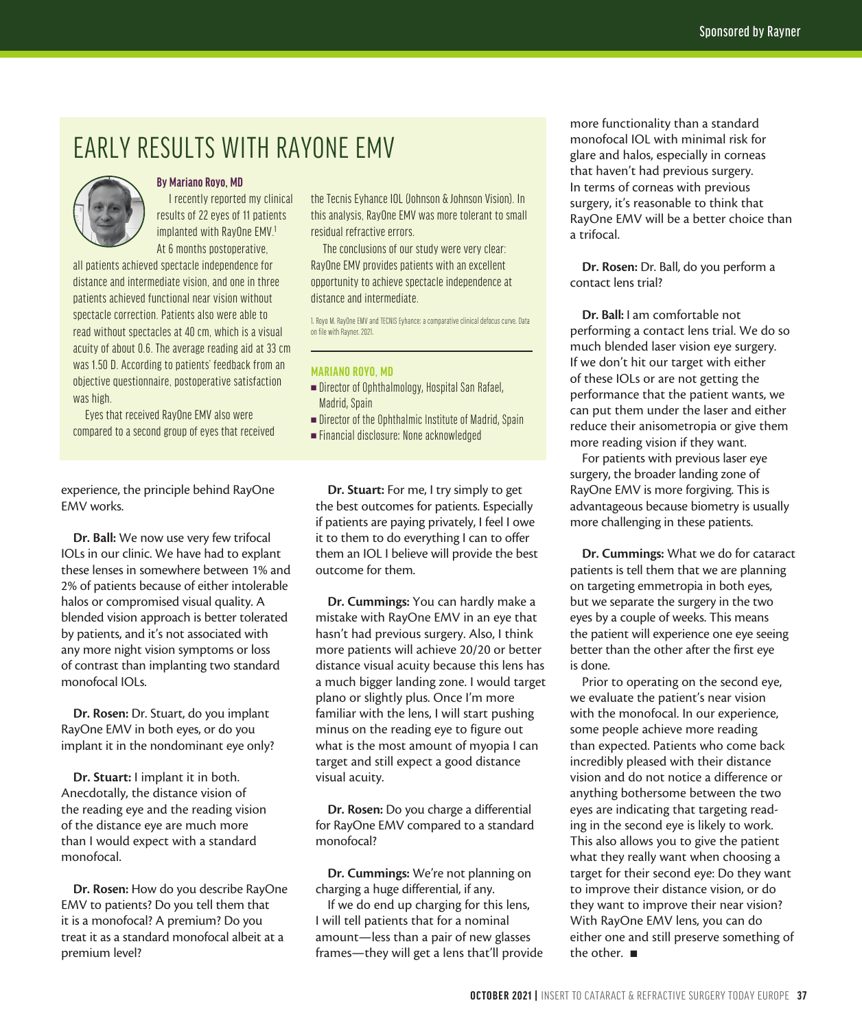## EARLY RESULTS WITH RAYONE EMV

**By Mariano Royo, MD**

I recently reported my clinical results of 22 eyes of 11 patients implanted with RayOne EMV.[1] At 6 months postoperative, all patients achieved spectacle independence for distance and intermediate vision, and one in three patients achieved functional near vision without spectacle correction. Patients also were able to read without spectacles at 40 cm, which is a visual acuity of about 0.6. The average reading aid at 33 cm was 1.50 D. According to patients' feedback from an objective questionnaire, postoperative satisfaction was high.

Eyes that received RayOne EMV also were compared to a second group of eyes that received the Tecnis Eyhance IOL (Johnson & Johnson Vision). In this analysis, RayOne EMV was more tolerant to small residual refractive errors.

The conclusions of our study were very clear: RayOne EMV provides patients with an excellent opportunity to achieve spectacle independence at distance and intermediate.

1. Royo M. RayOne EMV and TECNIS Eyhance: a comparative clinical defocus curve. Data on file with Rayner. 2021.

**MARIANO ROYO, MD**

- Director of Ophthalmology, Hospital San Rafael, Madrid, Spain
- Director of the Ophthalmic Institute of Madrid, Spain
- Financial disclosure: None acknowledged

experience, the principle behind RayOne EMV works.

**Dr. Ball:** We now use very few trifocal IOLs in our clinic. We have had to explant these lenses in somewhere between 1% and 2% of patients because of either intolerable halos or compromised visual quality. A blended vision approach is better tolerated by patients, and it's not associated with any more night vision symptoms or loss of contrast than implanting two standard monofocal IOLs.

**Dr. Rosen:** Dr. Stuart, do you implant RayOne EMV in both eyes, or do you implant it in the nondominant eye only?

**Dr. Stuart:** I implant it in both. Anecdotally, the distance vision of the reading eye and the reading vision of the distance eye are much more than I would expect with a standard monofocal.

**Dr. Rosen:** How do you describe RayOne EMV to patients? Do you tell them that it is a monofocal? A premium? Do you treat it as a standard monofocal albeit at a premium level?

**Dr. Stuart:** For me, I try simply to get the best outcomes for patients. Especially if patients are paying privately, I feel I owe it to them to do everything I can to offer them an IOL I believe will provide the best outcome for them.

**Dr. Cummings:** You can hardly make a mistake with RayOne EMV in an eye that hasn't had previous surgery. Also, I think more patients will achieve 20/20 or better distance visual acuity because this lens has a much bigger landing zone. I would target plano or slightly plus. Once I'm more familiar with the lens, I will start pushing minus on the reading eye to figure out what is the most amount of myopia I can target and still expect a good distance visual acuity.

**Dr. Rosen:** Do you charge a differential for RayOne EMV compared to a standard monofocal?

**Dr. Cummings:** We're not planning on charging a huge differential, if any.

If we do end up charging for this lens, I will tell patients that for a nominal amount—less than a pair of new glasses frames—they will get a lens that'll provide more functionality than a standard monofocal IOL with minimal risk for glare and halos, especially in corneas that haven't had previous surgery. In terms of corneas with previous surgery, it's reasonable to think that RayOne EMV will be a better choice than a trifocal.

**Dr. Rosen:** Dr. Ball, do you perform a contact lens trial?

**Dr. Ball:** I am comfortable not performing a contact lens trial. We do so much blended laser vision eye surgery. If we don't hit our target with either of these IOLs or are not getting the performance that the patient wants, we can put them under the laser and either reduce their anisometropia or give them more reading vision if they want.

For patients with previous laser eye surgery, the broader landing zone of RayOne EMV is more forgiving. This is advantageous because biometry is usually more challenging in these patients.

**Dr. Cummings:** What we do for cataract patients is tell them that we are planning on targeting emmetropia in both eyes, but we separate the surgery in the two eyes by a couple of weeks. This means the patient will experience one eye seeing better than the other after the first eye is done.

Prior to operating on the second eye, we evaluate the patient's near vision with the monofocal. In our experience, some people achieve more reading than expected. Patients who come back incredibly pleased with their distance vision and do not notice a difference or anything bothersome between the two eyes are indicating that targeting reading in the second eye is likely to work. This also allows you to give the patient what they really want when choosing a target for their second eye: Do they want to improve their distance vision, or do they want to improve their near vision? With RayOne EMV lens, you can do either one and still preserve something of the other. ■